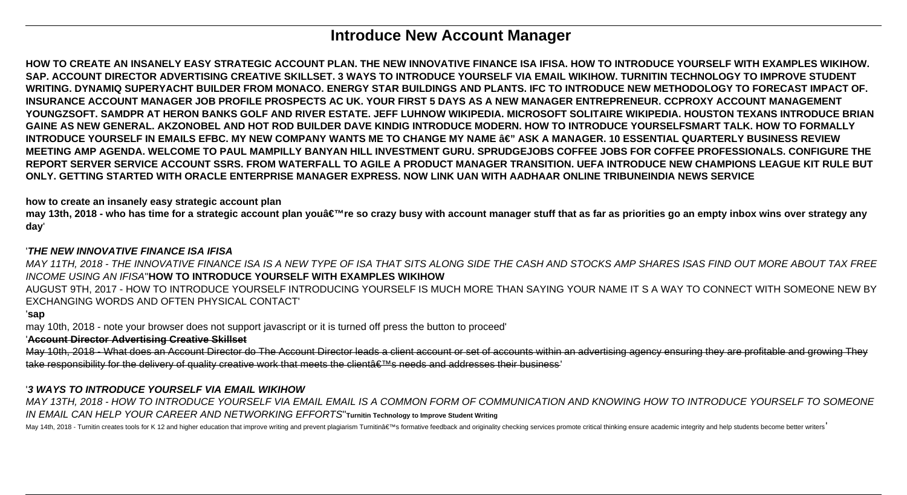# Introduce New Account Manager

**HOW TO CREATE AN INSANELY EASY STRATEGIC ACCOUNT PLAN. THE NEW INNOVATIVE FINANCE ISA IFISA. HOW TO INTRODUCE YOURSELF WITH EXAMPLES WIKIHOW. SAP. ACCOUNT DIRECTOR ADVERTISING CREATIVE SKILLSET. 3 WAYS TO INTRODUCE YOURSELF VIA EMAIL WIKIHOW. TURNITIN TECHNOLOGY TO IMPROVE STUDENT WRITING. DYNAMIQ SUPERYACHT BUILDER FROM MONACO. ENERGY STAR BUILDINGS AND PLANTS. IFC TO INTRODUCE NEW METHODOLOGY TO FORECAST IMPACT OF. INSURANCE ACCOUNT MANAGER JOB PROFILE PROSPECTS AC UK. YOUR FIRST 5 DAYS AS A NEW MANAGER ENTREPRENEUR. CCPROXY ACCOUNT MANAGEMENT YOUNGZSOFT. SAMDPR AT HERON BANKS GOLF AND RIVER ESTATE. JEFF LUHNOW WIKIPEDIA. MICROSOFT SOLITAIRE WIKIPEDIA. HOUSTON TEXANS INTRODUCE BRIAN GAINE AS NEW GENERAL. AKZONOBEL AND HOT ROD BUILDER DAVE KINDIG INTRODUCE MODERN. HOW TO INTRODUCE YOURSELFSMART TALK. HOW TO FORMALLY INTRODUCE YOURSELF IN EMAILS EFBC. MY NEW COMPANY WANTS ME TO CHANGE MY NAME â€" ASK A MANAGER. 10 ESSENTIAL QUARTERLY BUSINESS REVIEW MEETING AMP AGENDA. WELCOME TO PAUL MAMPILLY BANYAN HILL INVESTMENT GURU. SPRUDGEJOBS COFFEE JOBS FOR COFFEE PROFESSIONALS. CONFIGURE THE REPORT SERVER SERVICE ACCOUNT SSRS. FROM WATERFALL TO AGILE A PRODUCT MANAGER TRANSITION. UEFA INTRODUCE NEW CHAMPIONS LEAGUE KIT RULE BUT ONLY. GETTING STARTED WITH ORACLE ENTERPRISE MANAGER EXPRESS. NOW LINK UAN WITH AADHAAR ONLINE TRIBUNEINDIA NEWS SERVICE**

**how to create an insanely easy strategic account plan**

**may 13th, 2018 - who has time for a strategic account plan youâ€™re so crazy busy with account manager stuff that as far as priorities go an empty inbox wins over strategy any day**'

'***THE NEW INNOVATIVE FINANCE ISA IFISA***

*MAY 11TH, 2018 - THE INNOVATIVE FINANCE ISA IS A NEW TYPE OF ISA THAT SITS ALONG SIDE THE CASH AND STOCKS AMP SHARES ISAS FIND OUT MORE ABOUT TAX FREE INCOME USING AN IFISA*''**HOW TO INTRODUCE YOURSELF WITH EXAMPLES WIKIHOW**

AUGUST 9TH, 2017 - HOW TO INTRODUCE YOURSELF INTRODUCING YOURSELF IS MUCH MORE THAN SAYING YOUR NAME IT S A WAY TO CONNECT WITH SOMEONE NEW BY EXCHANGING WORDS AND OFTEN PHYSICAL CONTACT'

'**sap**

may 10th, 2018 - note your browser does not support javascript or it is turned off press the button to proceed'

'**Account Director Advertising Creative Skillset**

May 10th, 2018 - What does an Account Director do The Account Director leads a client account or set of accounts within an advertising agency ensuring they are profitable and growing They take responsibility for the delivery of quality creative work that meets the clientâ€™s needs and addresses their business'

'***3 WAYS TO INTRODUCE YOURSELF VIA EMAIL WIKIHOW***

*MAY 13TH, 2018 - HOW TO INTRODUCE YOURSELF VIA EMAIL EMAIL IS A COMMON FORM OF COMMUNICATION AND KNOWING HOW TO INTRODUCE YOURSELF TO SOMEONE IN EMAIL CAN HELP YOUR CAREER AND NETWORKING EFFORTS*''**Turnitin Technology to Improve Student Writing**

May 14th, 2018 - Turnitin creates tools for K 12 and higher education that improve writing and prevent plagiarism Turnitinâ€™s formative feedback and originality checking services promote critical thinking ensure academic integrity and help students become better writers'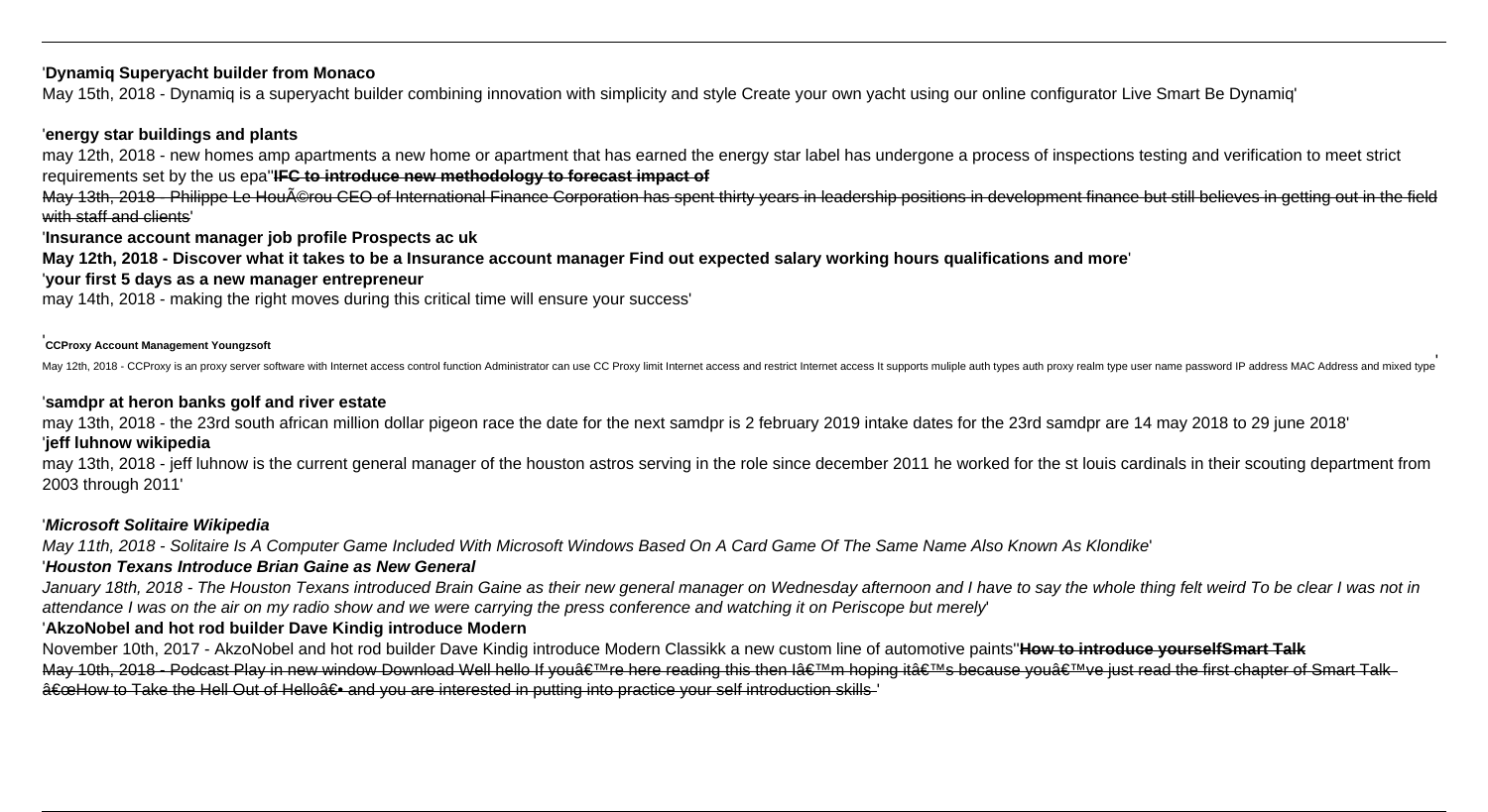'**Dynamiq Superyacht builder from Monaco**

May 15th, 2018 - Dynamiq is a superyacht builder combining innovation with simplicity and style Create your own yacht using our online configurator Live Smart Be Dynamiq'

'**energy star buildings and plants**

may 12th, 2018 - new homes amp apartments a new home or apartment that has earned the energy star label has undergone a process of inspections testing and verification to meet strict requirements set by the us epa''**IFC to introduce new methodology to forecast impact of**

May 13th, 2018 - Philippe Le HouÃ©rou CEO of International Finance Corporation has spent thirty years in leadership positions in development finance but still believes in getting out in the field with staff and clients'

'**Insurance account manager job profile Prospects ac uk**

**May 12th, 2018 - Discover what it takes to be a Insurance account manager Find out expected salary working hours qualifications and more**'

'**your first 5 days as a new manager entrepreneur**

may 14th, 2018 - making the right moves during this critical time will ensure your success'

'**CCProxy Account Management Youngzsoft**

May 12th, 2018 - CCProxy is an proxy server software with Internet access control function Administrator can use CC Proxy limit Internet access and restrict Internet access It supports muliple auth types auth proxy realm type user name password IP address MAC Address and mixed type'

'**samdpr at heron banks golf and river estate**

may 13th, 2018 - the 23rd south african million dollar pigeon race the date for the next samdpr is 2 february 2019 intake dates for the 23rd samdpr are 14 may 2018 to 29 june 2018'

'**jeff luhnow wikipedia**

may 13th, 2018 - jeff luhnow is the current general manager of the houston astros serving in the role since december 2011 he worked for the st louis cardinals in their scouting department from 2003 through 2011'

'***Microsoft Solitaire Wikipedia***

*May 11th, 2018 - Solitaire Is A Computer Game Included With Microsoft Windows Based On A Card Game Of The Same Name Also Known As Klondike*'

'***Houston Texans Introduce Brian Gaine as New General***

*January 18th, 2018 - The Houston Texans introduced Brain Gaine as their new general manager on Wednesday afternoon and I have to say the whole thing felt weird To be clear I was not in attendance I was on the air on my radio show and we were carrying the press conference and watching it on Periscope but merely*'

'**AkzoNobel and hot rod builder Dave Kindig introduce Modern**

November 10th, 2017 - AkzoNobel and hot rod builder Dave Kindig introduce Modern Classikk a new custom line of automotive paints''**How to introduce yourselfSmart Talk**

May 10th, 2018 - Podcast Play in new window Download Well hello If youâ€™re here reading this then Iâ€™m hoping itâ€™s because youâ€™ve just read the first chapter of Smart Talk â€œHow to Take the Hell Out of Helloâ€• and you are interested in putting into practice your self introduction skills '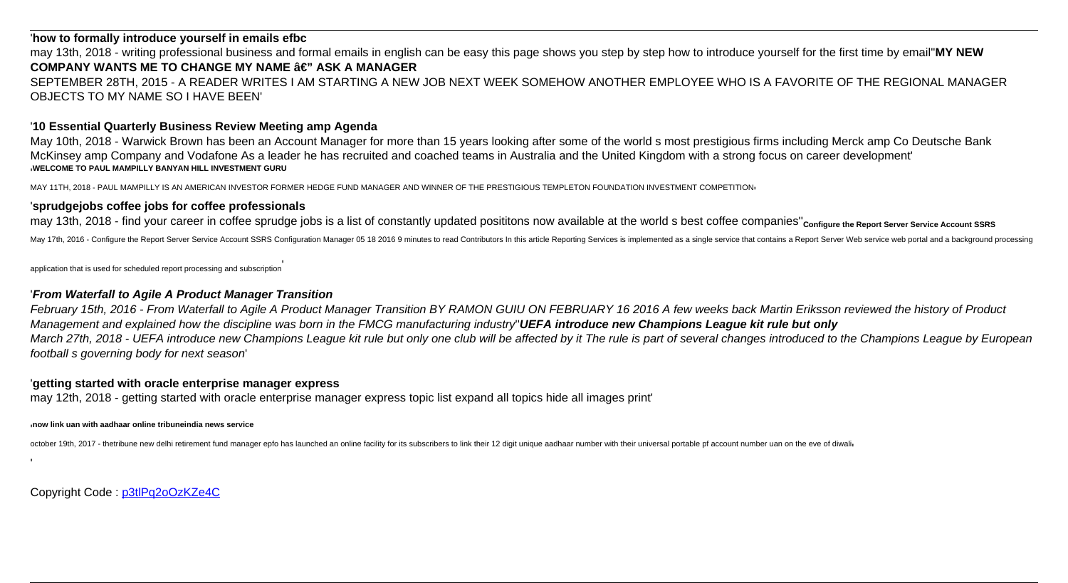'**how to formally introduce yourself in emails efbc**

may 13th, 2018 - writing professional business and formal emails in english can be easy this page shows you step by step how to introduce yourself for the first time by email''**MY NEW COMPANY WANTS ME TO CHANGE MY NAME â€" ASK A MANAGER**

SEPTEMBER 28TH, 2015 - A READER WRITES I AM STARTING A NEW JOB NEXT WEEK SOMEHOW ANOTHER EMPLOYEE WHO IS A FAVORITE OF THE REGIONAL MANAGER OBJECTS TO MY NAME SO I HAVE BEEN'

'**10 Essential Quarterly Business Review Meeting amp Agenda**

May 10th, 2018 - Warwick Brown has been an Account Manager for more than 15 years looking after some of the world s most prestigious firms including Merck amp Co Deutsche Bank McKinsey amp Company and Vodafone As a leader he has recruited and coached teams in Australia and the United Kingdom with a strong focus on career development'

'**WELCOME TO PAUL MAMPILLY BANYAN HILL INVESTMENT GURU**

MAY 11TH, 2018 - PAUL MAMPILLY IS AN AMERICAN INVESTOR FORMER HEDGE FUND MANAGER AND WINNER OF THE PRESTIGIOUS TEMPLETON FOUNDATION INVESTMENT COMPETITION'

'**sprudgejobs coffee jobs for coffee professionals**

may 13th, 2018 - find your career in coffee sprudge jobs is a list of constantly updated posititons now available at the world s best coffee companies''**Configure the Report Server Service Account SSRS**

May 17th, 2016 - Configure the Report Server Service Account SSRS Configuration Manager 05 18 2016 9 minutes to read Contributors In this article Reporting Services is implemented as a single service that contains a Report Server Web service web portal and a background processing application that is used for scheduled report processing and subscription'

'***From Waterfall to Agile A Product Manager Transition***

*February 15th, 2016 - From Waterfall to Agile A Product Manager Transition BY RAMON GUIU ON FEBRUARY 16 2016 A few weeks back Martin Eriksson reviewed the history of Product Management and explained how the discipline was born in the FMCG manufacturing industry*''***UEFA introduce new Champions League kit rule but only***

*March 27th, 2018 - UEFA introduce new Champions League kit rule but only one club will be affected by it The rule is part of several changes introduced to the Champions League by European football s governing body for next season*'

'**getting started with oracle enterprise manager express**

may 12th, 2018 - getting started with oracle enterprise manager express topic list expand all topics hide all images print'

'**now link uan with aadhaar online tribuneindia news service**

october 19th, 2017 - thetribune new delhi retirement fund manager epfo has launched an online facility for its subscribers to link their 12 digit unique aadhaar number with their universal portable pf account number uan on the eve of diwali'

'

Copyright Code : p3tlPq2oOzKZe4C